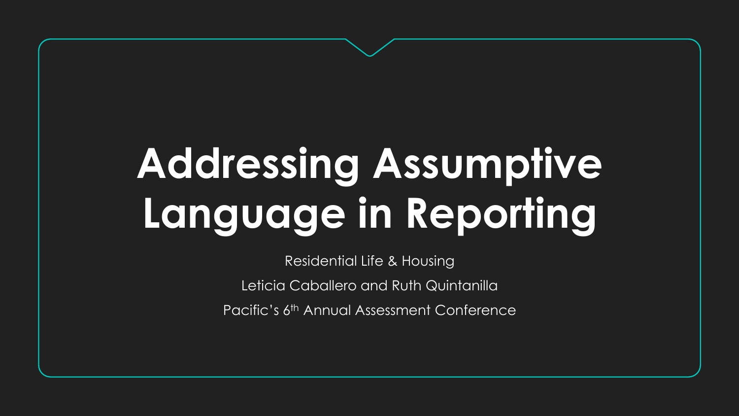# Addressing Assumptive Language in Reporting

Residential Life & Housing

Leticia Caballero and Ruth Quintanilla

Pacific's 6th Annual Assessment Conference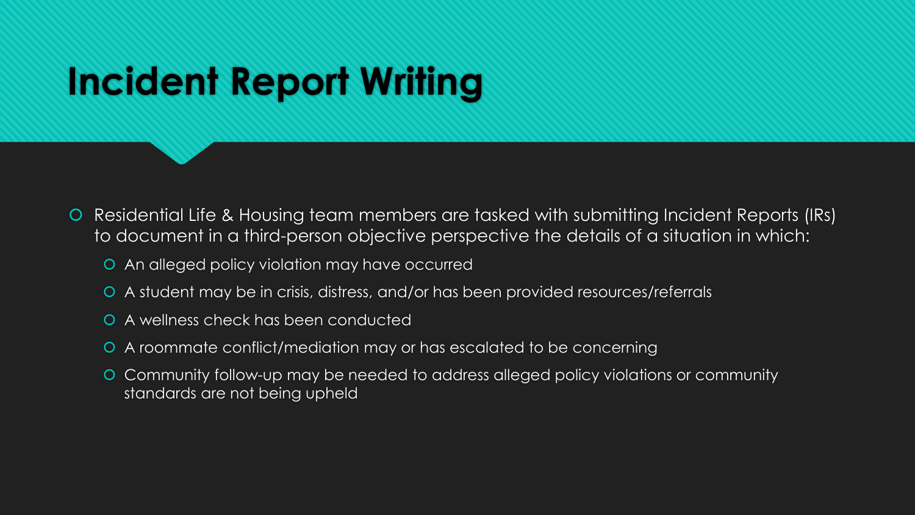# Incident Report Writing

- Residential Life & Housing team members are tasked with submitting Incident Reports (IRs) to document in a third-person objective perspective the details of a situation in which:
  - An alleged policy violation may have occurred
  - A student may be in crisis, distress, and/or has been provided resources/referrals
  - A wellness check has been conducted
  - A roommate conflict/mediation may or has escalated to be concerning
  - Community follow-up may be needed to address alleged policy violations or community standards are not being upheld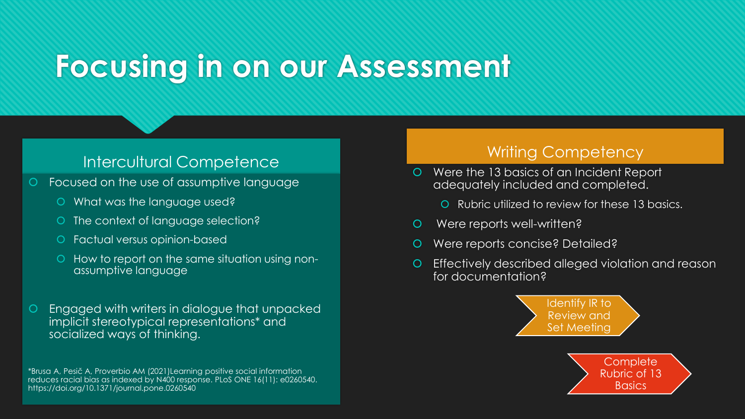# Focusing in on our Assessment

## Intercultural Competence

- Focused on the use of assumptive language
  - What was the language used?
  - The context of language selection?
  - Factual versus opinion-based
  - How to report on the same situation using non-assumptive language
- Engaged with writers in dialogue that unpacked implicit stereotypical representations* and socialized ways of thinking.

*Brusa A, Pesič A, Proverbio AM (2021)Learning positive social information reduces racial bias as indexed by N400 response. PLoS ONE 16(11): e0260540. https://doi.org/10.1371/journal.pone.0260540

## Writing Competency

- Were the 13 basics of an Incident Report adequately included and completed.
  - Rubric utilized to review for these 13 basics.
- Were reports well-written?
- Were reports concise? Detailed?
- Effectively described alleged violation and reason for documentation?

Identify IR to Review and Set Meeting

Complete Rubric of 13 Basics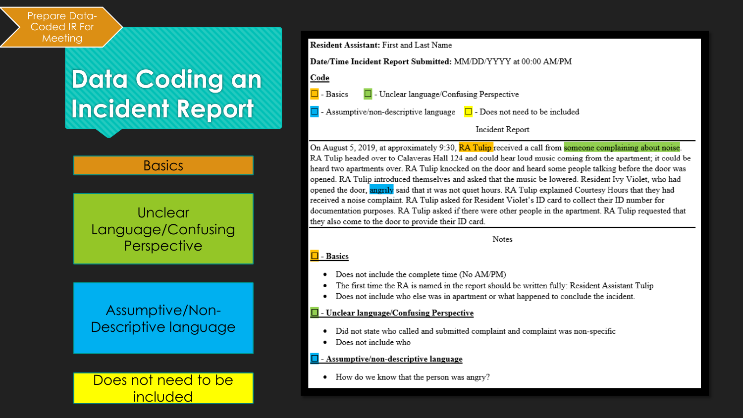Prepare Data-Coded IR For Meeting

# Data Coding an Incident Report

Basics

Unclear Language/Confusing Perspective

Assumptive/Non-Descriptive language

Does not need to be included

**Resident Assistant:** First and Last Name

**Date/Time Incident Report Submitted:** MM/DD/YYYY at 00:00 AM/PM

**Code**

☐ - Basics ☐ - Unclear language/Confusing Perspective

☐ - Assumptive/non-descriptive language ☐ - Does not need to be included

Incident Report

On August 5, 2019, at approximately 9:30, RA Tulip received a call from someone complaining about noise. RA Tulip headed over to Calaveras Hall 124 and could hear loud music coming from the apartment; it could be heard two apartments over. RA Tulip knocked on the door and heard some people talking before the door was opened. RA Tulip introduced themselves and asked that the music be lowered. Resident Ivy Violet, who had opened the door, angrily said that it was not quiet hours. RA Tulip explained Courtesy Hours that they had received a noise complaint. RA Tulip asked for Resident Violet's ID card to collect their ID number for documentation purposes. RA Tulip asked if there were other people in the apartment. RA Tulip requested that they also come to the door to provide their ID card.

Notes

**☐ - Basics**

- Does not include the complete time (No AM/PM)
- The first time the RA is named in the report should be written fully: Resident Assistant Tulip
- Does not include who else was in apartment or what happened to conclude the incident.

**☐ - Unclear language/Confusing Perspective**

- Did not state who called and submitted complaint and complaint was non-specific
- Does not include who

**☐ - Assumptive/non-descriptive language**

- How do we know that the person was angry?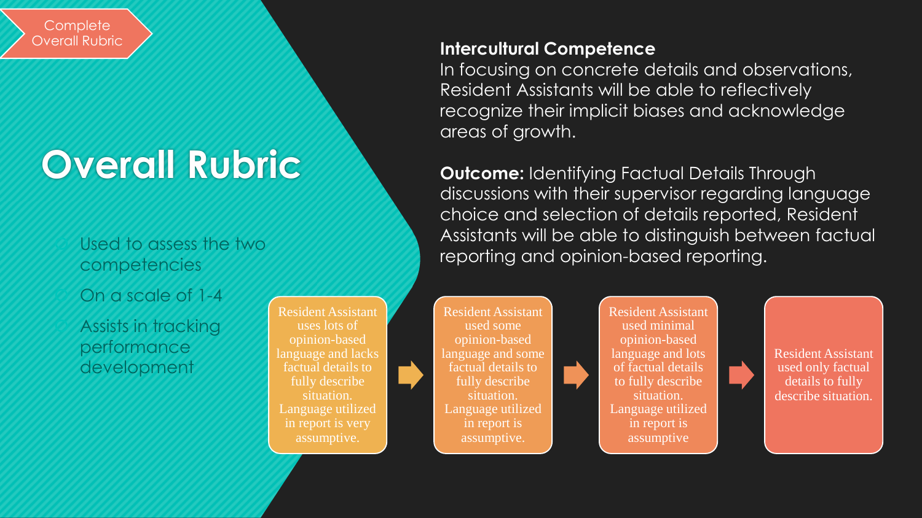Complete Overall Rubric

# Overall Rubric

- Used to assess the two competencies
- On a scale of 1-4
- Assists in tracking performance development

**Intercultural Competence**
In focusing on concrete details and observations, Resident Assistants will be able to reflectively recognize their implicit biases and acknowledge areas of growth.

**Outcome:** Identifying Factual Details Through discussions with their supervisor regarding language choice and selection of details reported, Resident Assistants will be able to distinguish between factual reporting and opinion-based reporting.

Resident Assistant uses lots of opinion-based language and lacks factual details to fully describe situation. Language utilized in report is very assumptive.

→

Resident Assistant used some opinion-based language and some factual details to fully describe situation. Language utilized in report is assumptive.

→

Resident Assistant used minimal opinion-based language and lots of factual details to fully describe situation. Language utilized in report is assumptive

→

Resident Assistant used only factual details to fully describe situation.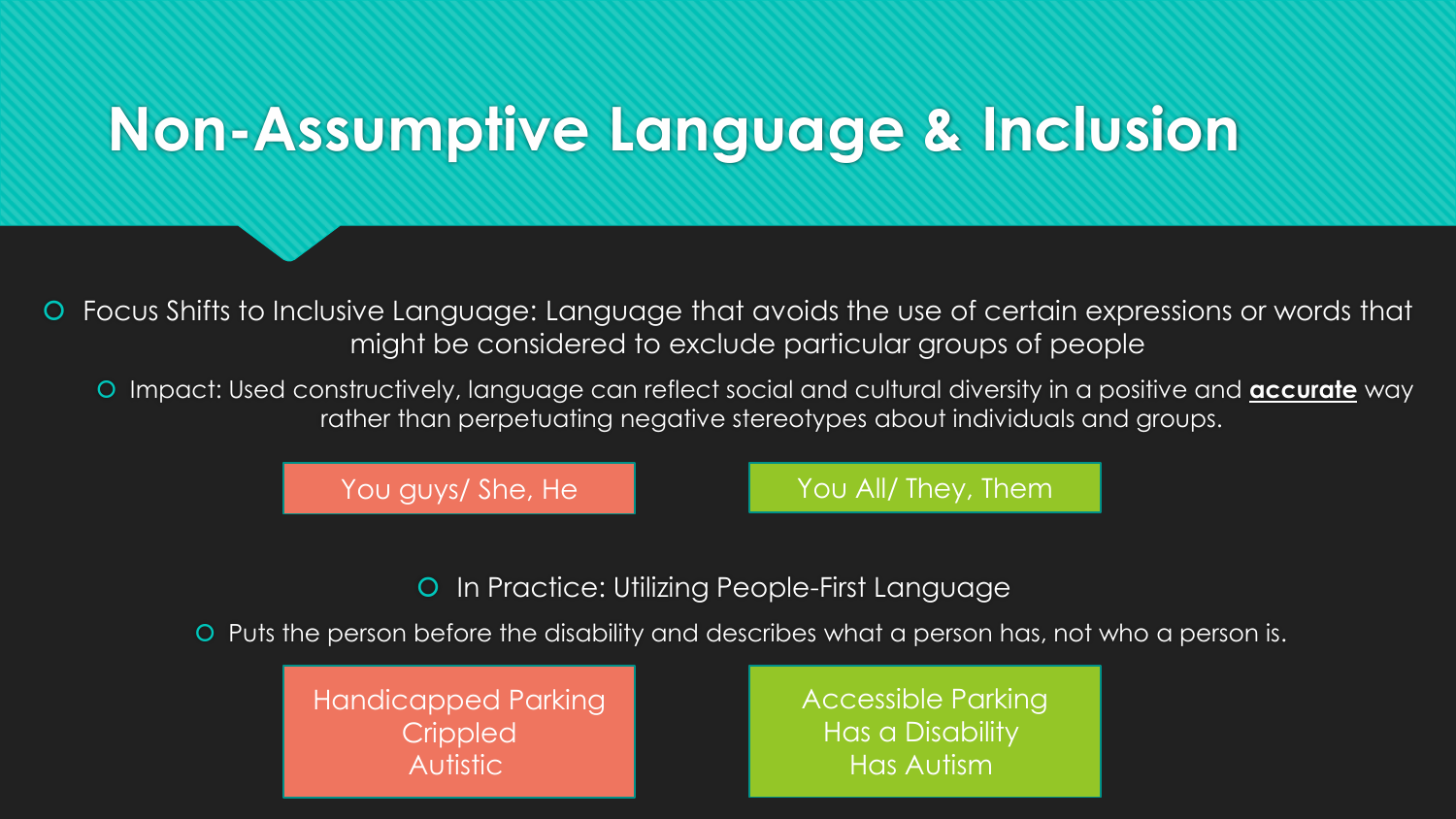# Non-Assumptive Language & Inclusion

- Focus Shifts to Inclusive Language: Language that avoids the use of certain expressions or words that might be considered to exclude particular groups of people
  - Impact: Used constructively, language can reflect social and cultural diversity in a positive and **accurate** way rather than perpetuating negative stereotypes about individuals and groups.

| Avoid | Use |
|---|---|
| You guys/ She, He | You All/ They, Them |

- In Practice: Utilizing People-First Language
- Puts the person before the disability and describes what a person has, not who a person is.

| Avoid | Use |
|---|---|
| Handicapped Parking | Accessible Parking |
| Crippled | Has a Disability |
| Autistic | Has Autism |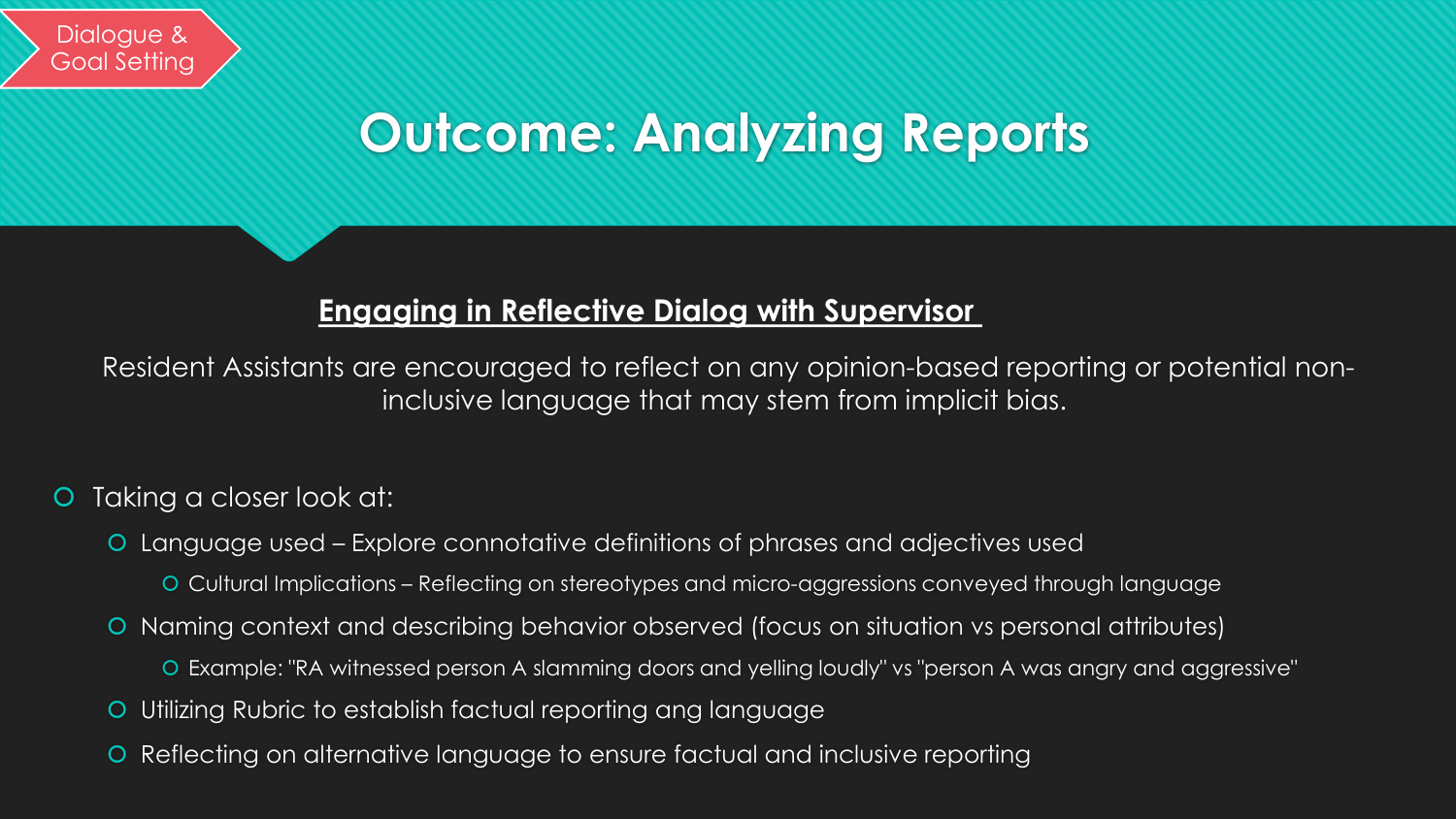Dialogue & Goal Setting

# Outcome: Analyzing Reports

## Engaging in Reflective Dialog with Supervisor

Resident Assistants are encouraged to reflect on any opinion-based reporting or potential non-inclusive language that may stem from implicit bias.

- Taking a closer look at:
  - Language used – Explore connotative definitions of phrases and adjectives used
    - Cultural Implications – Reflecting on stereotypes and micro-aggressions conveyed through language
  - Naming context and describing behavior observed (focus on situation vs personal attributes)
    - Example: "RA witnessed person A slamming doors and yelling loudly" vs "person A was angry and aggressive"
  - Utilizing Rubric to establish factual reporting ang language
  - Reflecting on alternative language to ensure factual and inclusive reporting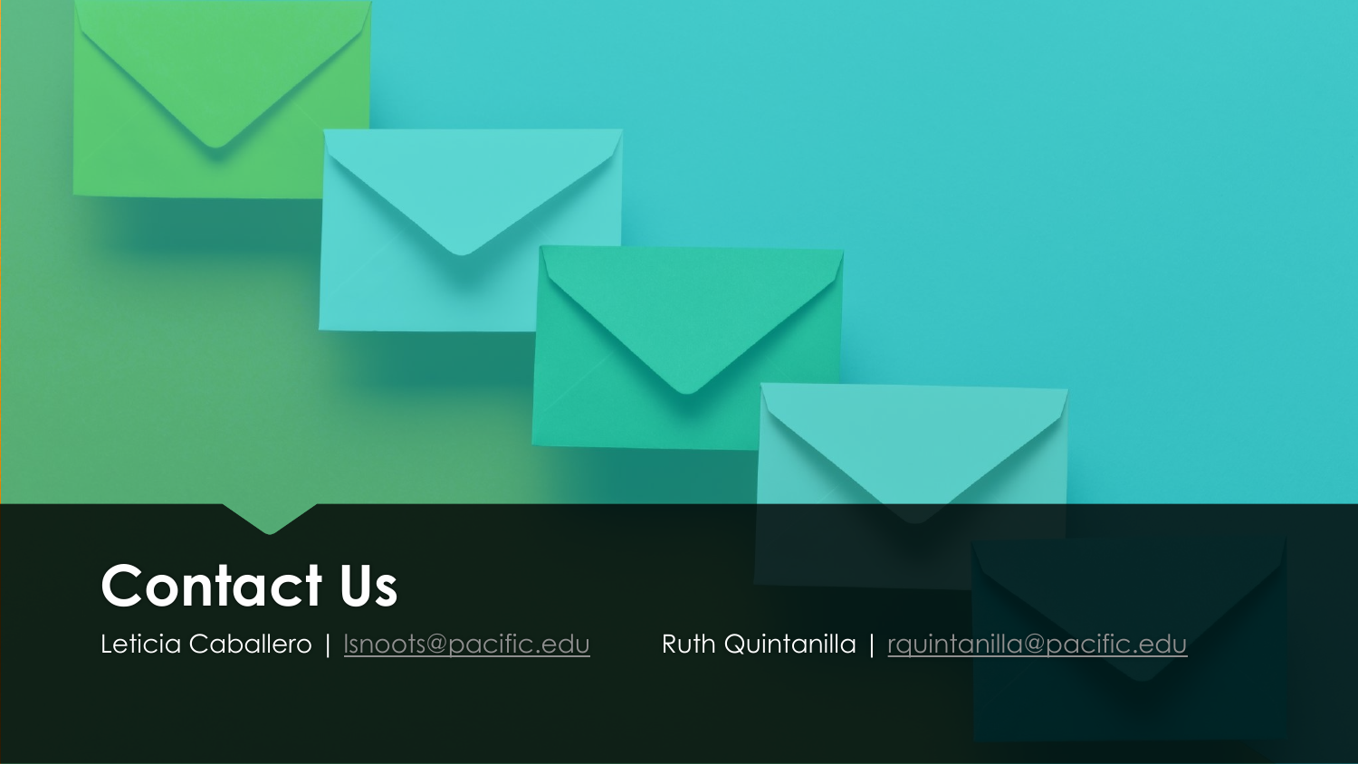# Contact Us

Leticia Caballero | lsnoots@pacific.edu     Ruth Quintanilla | rquintanilla@pacific.edu